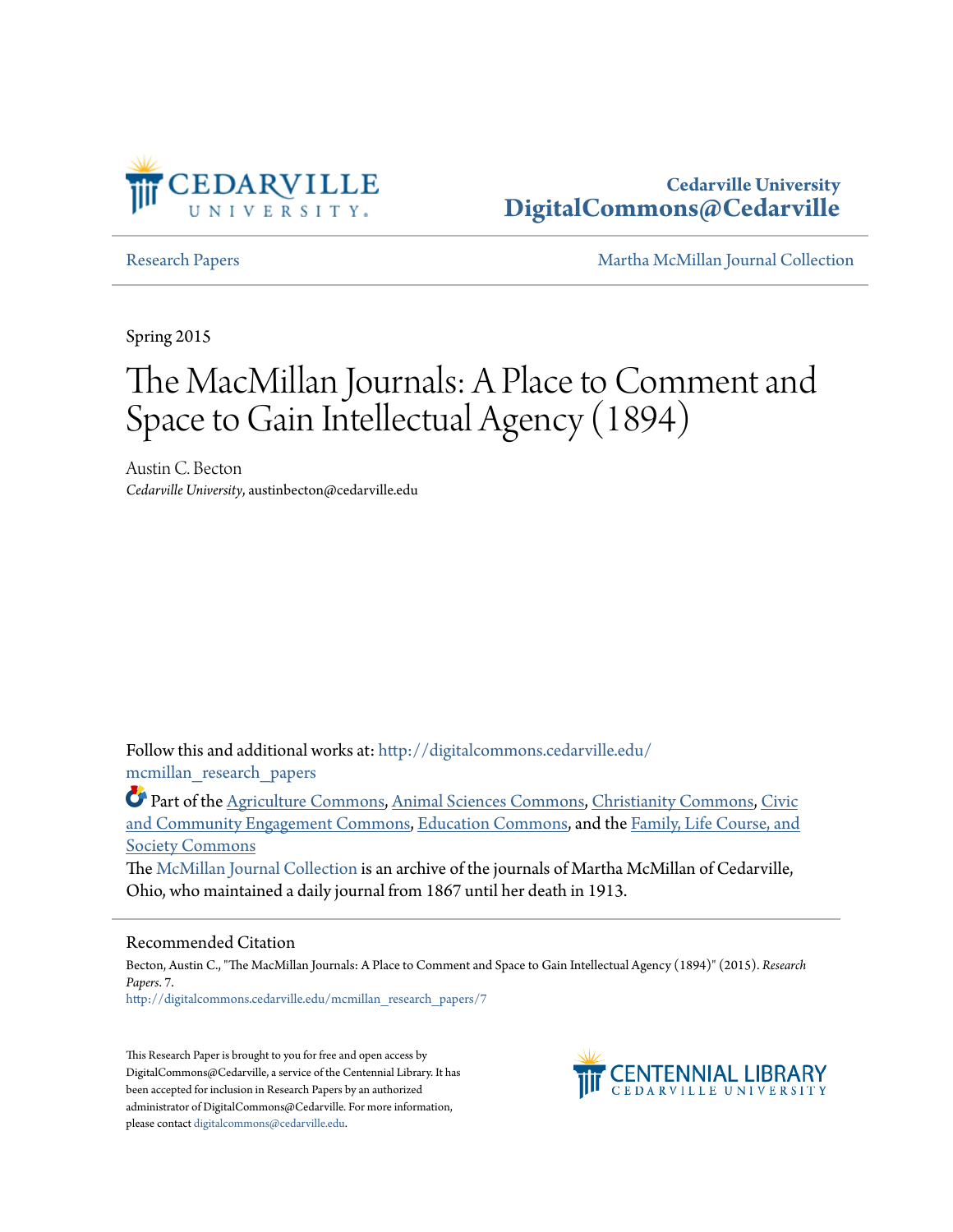Cedarville University
DigitalCommons@Cedarville

Research Papers | Martha McMillan Journal Collection

Spring 2015

# The MacMillan Journals: A Place to Comment and Space to Gain Intellectual Agency (1894)

Austin C. Becton
*Cedarville University*, austinbecton@cedarville.edu

Follow this and additional works at: http://digitalcommons.cedarville.edu/mcmillan_research_papers

Part of the Agriculture Commons, Animal Sciences Commons, Christianity Commons, Civic and Community Engagement Commons, Education Commons, and the Family, Life Course, and Society Commons

The McMillan Journal Collection is an archive of the journals of Martha McMillan of Cedarville, Ohio, who maintained a daily journal from 1867 until her death in 1913.

## Recommended Citation

Becton, Austin C., "The MacMillan Journals: A Place to Comment and Space to Gain Intellectual Agency (1894)" (2015). *Research Papers*. 7.
http://digitalcommons.cedarville.edu/mcmillan_research_papers/7

This Research Paper is brought to you for free and open access by DigitalCommons@Cedarville, a service of the Centennial Library. It has been accepted for inclusion in Research Papers by an authorized administrator of DigitalCommons@Cedarville. For more information, please contact digitalcommons@cedarville.edu.

CENTENNIAL LIBRARY
CEDARVILLE UNIVERSITY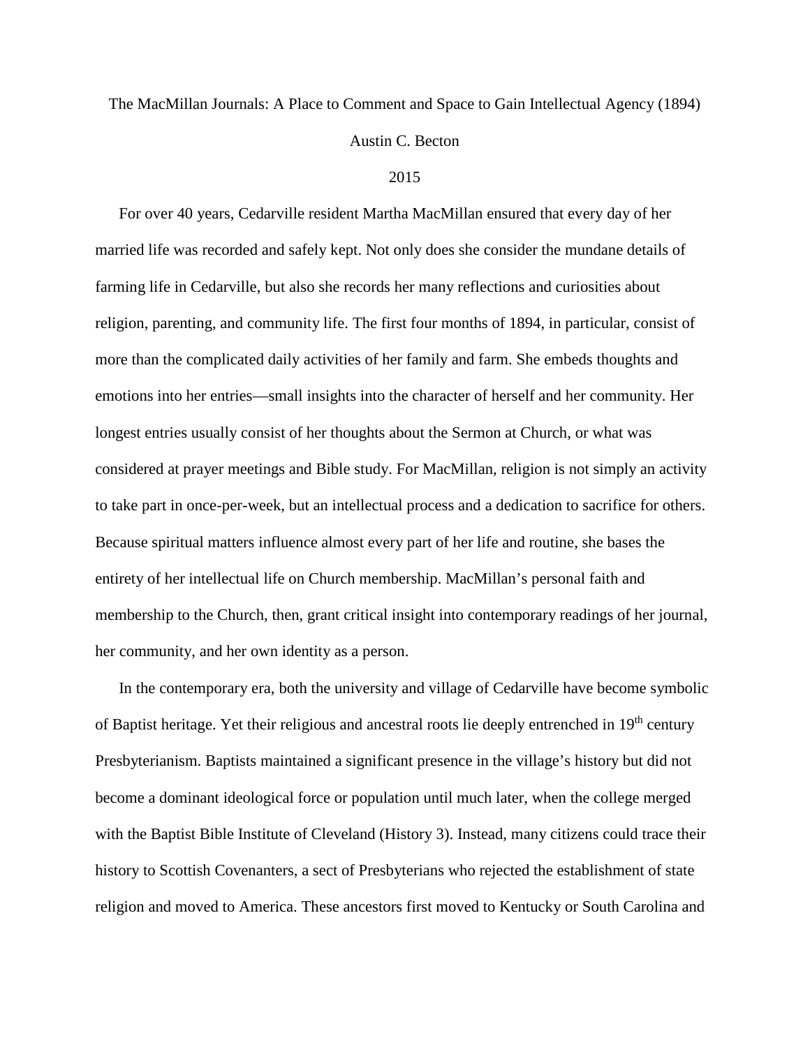The MacMillan Journals: A Place to Comment and Space to Gain Intellectual Agency (1894)

Austin C. Becton

2015

For over 40 years, Cedarville resident Martha MacMillan ensured that every day of her married life was recorded and safely kept. Not only does she consider the mundane details of farming life in Cedarville, but also she records her many reflections and curiosities about religion, parenting, and community life. The first four months of 1894, in particular, consist of more than the complicated daily activities of her family and farm. She embeds thoughts and emotions into her entries—small insights into the character of herself and her community. Her longest entries usually consist of her thoughts about the Sermon at Church, or what was considered at prayer meetings and Bible study. For MacMillan, religion is not simply an activity to take part in once-per-week, but an intellectual process and a dedication to sacrifice for others. Because spiritual matters influence almost every part of her life and routine, she bases the entirety of her intellectual life on Church membership. MacMillan's personal faith and membership to the Church, then, grant critical insight into contemporary readings of her journal, her community, and her own identity as a person.

In the contemporary era, both the university and village of Cedarville have become symbolic of Baptist heritage. Yet their religious and ancestral roots lie deeply entrenched in 19th century Presbyterianism. Baptists maintained a significant presence in the village's history but did not become a dominant ideological force or population until much later, when the college merged with the Baptist Bible Institute of Cleveland (History 3). Instead, many citizens could trace their history to Scottish Covenanters, a sect of Presbyterians who rejected the establishment of state religion and moved to America. These ancestors first moved to Kentucky or South Carolina and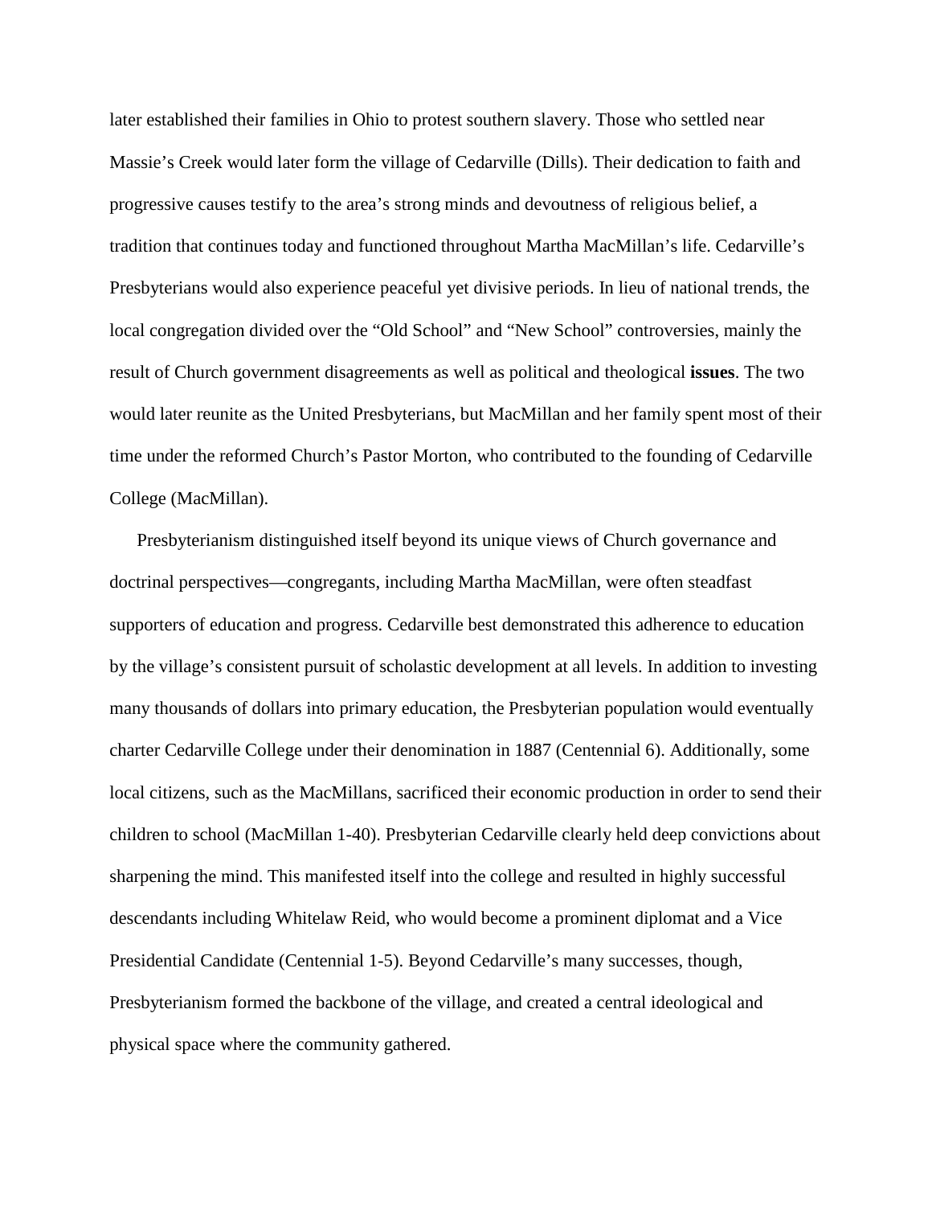later established their families in Ohio to protest southern slavery. Those who settled near Massie's Creek would later form the village of Cedarville (Dills). Their dedication to faith and progressive causes testify to the area's strong minds and devoutness of religious belief, a tradition that continues today and functioned throughout Martha MacMillan's life. Cedarville's Presbyterians would also experience peaceful yet divisive periods. In lieu of national trends, the local congregation divided over the "Old School" and "New School" controversies, mainly the result of Church government disagreements as well as political and theological **issues**. The two would later reunite as the United Presbyterians, but MacMillan and her family spent most of their time under the reformed Church's Pastor Morton, who contributed to the founding of Cedarville College (MacMillan).

Presbyterianism distinguished itself beyond its unique views of Church governance and doctrinal perspectives—congregants, including Martha MacMillan, were often steadfast supporters of education and progress. Cedarville best demonstrated this adherence to education by the village's consistent pursuit of scholastic development at all levels. In addition to investing many thousands of dollars into primary education, the Presbyterian population would eventually charter Cedarville College under their denomination in 1887 (Centennial 6). Additionally, some local citizens, such as the MacMillans, sacrificed their economic production in order to send their children to school (MacMillan 1-40). Presbyterian Cedarville clearly held deep convictions about sharpening the mind. This manifested itself into the college and resulted in highly successful descendants including Whitelaw Reid, who would become a prominent diplomat and a Vice Presidential Candidate (Centennial 1-5). Beyond Cedarville's many successes, though, Presbyterianism formed the backbone of the village, and created a central ideological and physical space where the community gathered.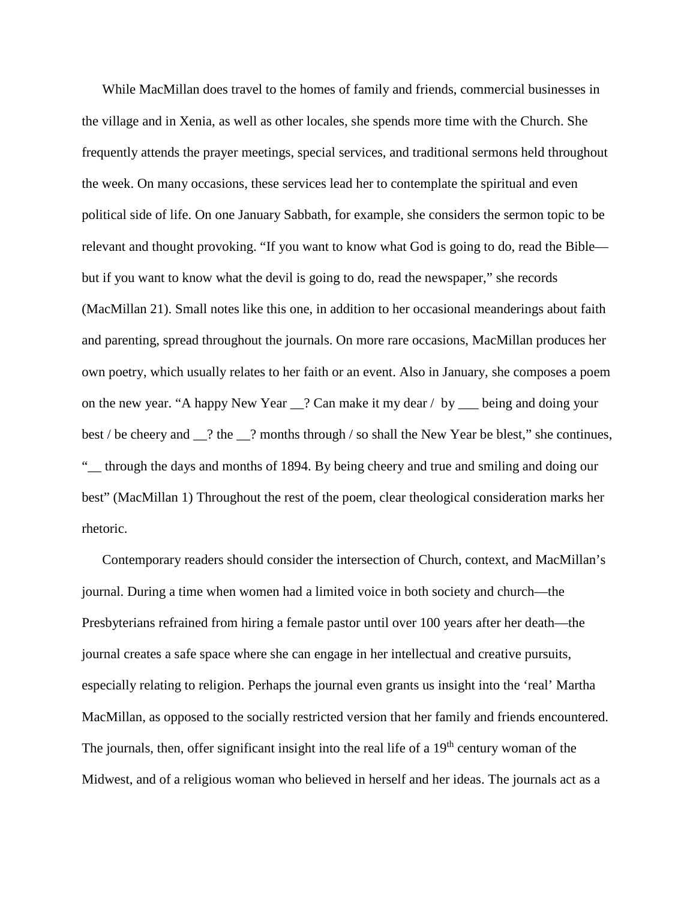While MacMillan does travel to the homes of family and friends, commercial businesses in the village and in Xenia, as well as other locales, she spends more time with the Church. She frequently attends the prayer meetings, special services, and traditional sermons held throughout the week. On many occasions, these services lead her to contemplate the spiritual and even political side of life. On one January Sabbath, for example, she considers the sermon topic to be relevant and thought provoking. "If you want to know what God is going to do, read the Bible—but if you want to know what the devil is going to do, read the newspaper," she records (MacMillan 21). Small notes like this one, in addition to her occasional meanderings about faith and parenting, spread throughout the journals. On more rare occasions, MacMillan produces her own poetry, which usually relates to her faith or an event. Also in January, she composes a poem on the new year. "A happy New Year __? Can make it my dear / by ___ being and doing your best / be cheery and __? the __? months through / so shall the New Year be blest," she continues, "__ through the days and months of 1894. By being cheery and true and smiling and doing our best" (MacMillan 1) Throughout the rest of the poem, clear theological consideration marks her rhetoric.

Contemporary readers should consider the intersection of Church, context, and MacMillan's journal. During a time when women had a limited voice in both society and church—the Presbyterians refrained from hiring a female pastor until over 100 years after her death—the journal creates a safe space where she can engage in her intellectual and creative pursuits, especially relating to religion. Perhaps the journal even grants us insight into the 'real' Martha MacMillan, as opposed to the socially restricted version that her family and friends encountered. The journals, then, offer significant insight into the real life of a 19th century woman of the Midwest, and of a religious woman who believed in herself and her ideas. The journals act as a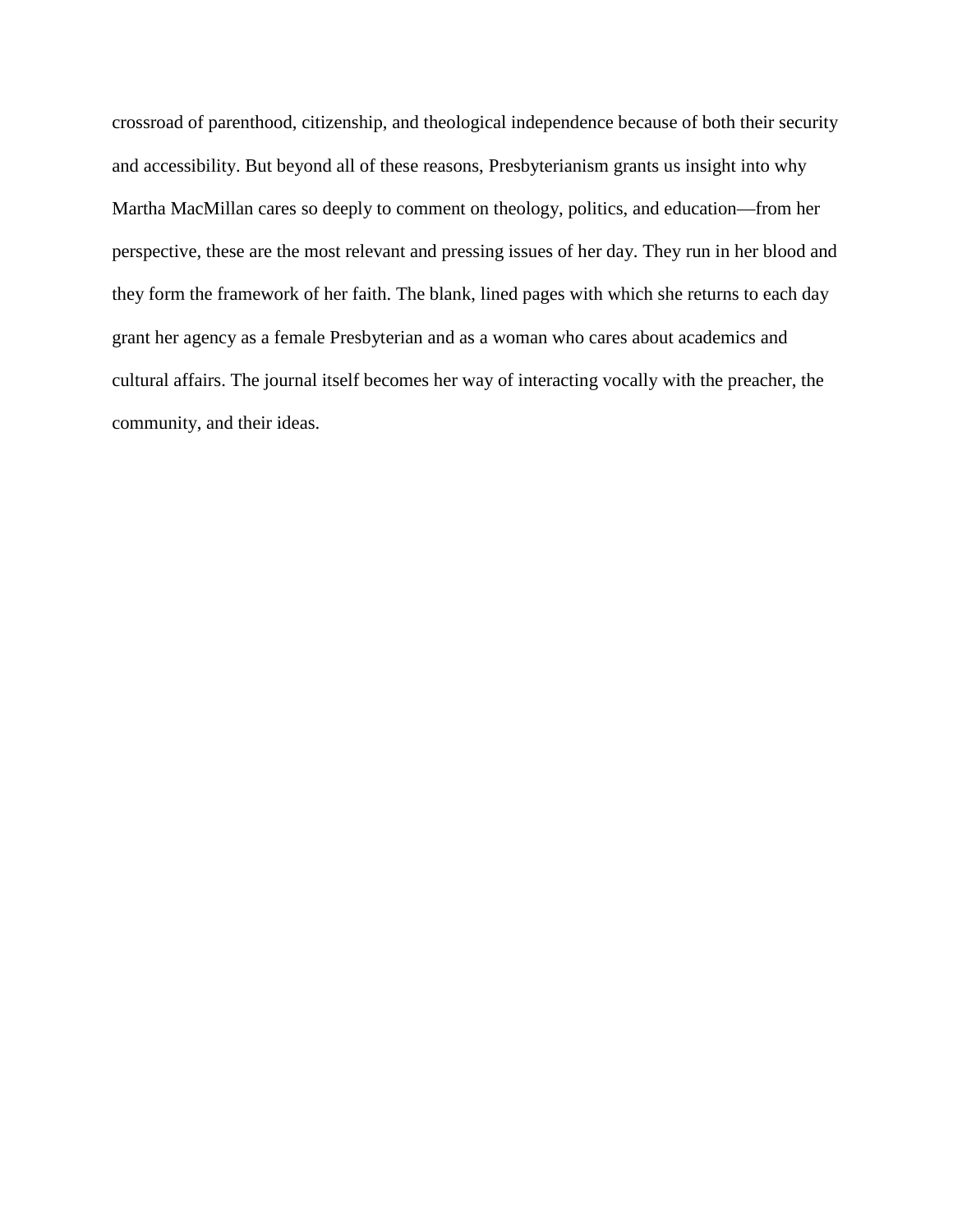crossroad of parenthood, citizenship, and theological independence because of both their security and accessibility. But beyond all of these reasons, Presbyterianism grants us insight into why Martha MacMillan cares so deeply to comment on theology, politics, and education—from her perspective, these are the most relevant and pressing issues of her day. They run in her blood and they form the framework of her faith. The blank, lined pages with which she returns to each day grant her agency as a female Presbyterian and as a woman who cares about academics and cultural affairs. The journal itself becomes her way of interacting vocally with the preacher, the community, and their ideas.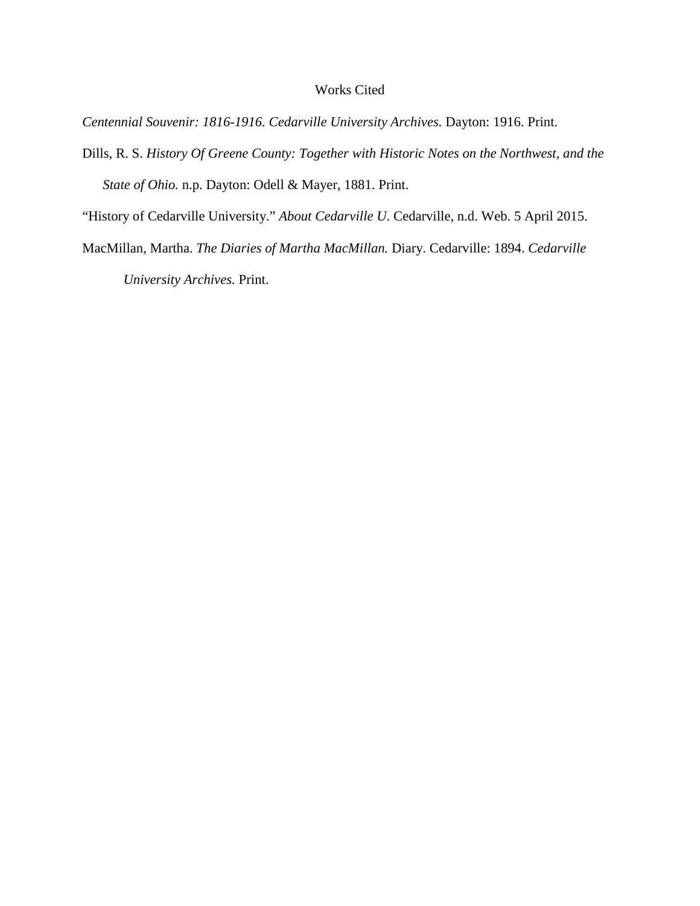# Works Cited

*Centennial Souvenir: 1816-1916. Cedarville University Archives.* Dayton: 1916. Print.

Dills, R. S. *History Of Greene County: Together with Historic Notes on the Northwest, and the State of Ohio.* n.p. Dayton: Odell & Mayer, 1881. Print.

"History of Cedarville University." *About Cedarville U*. Cedarville, n.d. Web. 5 April 2015.

MacMillan, Martha. *The Diaries of Martha MacMillan.* Diary. Cedarville: 1894. *Cedarville University Archives.* Print.